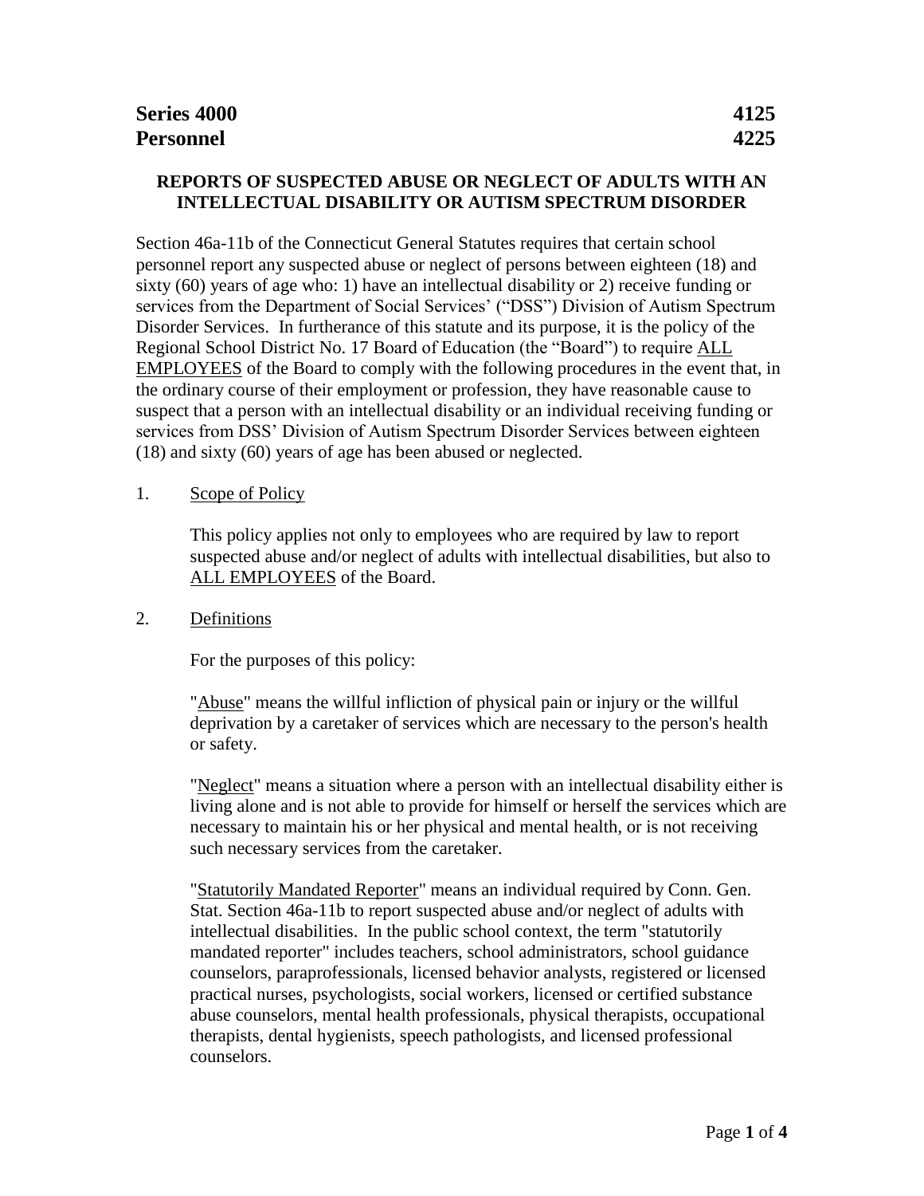**Series 4000** **4125**
**Personnel** **4225**

## REPORTS OF SUSPECTED ABUSE OR NEGLECT OF ADULTS WITH AN INTELLECTUAL DISABILITY OR AUTISM SPECTRUM DISORDER

Section 46a-11b of the Connecticut General Statutes requires that certain school personnel report any suspected abuse or neglect of persons between eighteen (18) and sixty (60) years of age who: 1) have an intellectual disability or 2) receive funding or services from the Department of Social Services' ("DSS") Division of Autism Spectrum Disorder Services. In furtherance of this statute and its purpose, it is the policy of the Regional School District No. 17 Board of Education (the "Board") to require ALL EMPLOYEES of the Board to comply with the following procedures in the event that, in the ordinary course of their employment or profession, they have reasonable cause to suspect that a person with an intellectual disability or an individual receiving funding or services from DSS' Division of Autism Spectrum Disorder Services between eighteen (18) and sixty (60) years of age has been abused or neglected.

1. Scope of Policy

   This policy applies not only to employees who are required by law to report suspected abuse and/or neglect of adults with intellectual disabilities, but also to ALL EMPLOYEES of the Board.

2. Definitions

   For the purposes of this policy:

   "Abuse" means the willful infliction of physical pain or injury or the willful deprivation by a caretaker of services which are necessary to the person's health or safety.

   "Neglect" means a situation where a person with an intellectual disability either is living alone and is not able to provide for himself or herself the services which are necessary to maintain his or her physical and mental health, or is not receiving such necessary services from the caretaker.

   "Statutorily Mandated Reporter" means an individual required by Conn. Gen. Stat. Section 46a-11b to report suspected abuse and/or neglect of adults with intellectual disabilities. In the public school context, the term "statutorily mandated reporter" includes teachers, school administrators, school guidance counselors, paraprofessionals, licensed behavior analysts, registered or licensed practical nurses, psychologists, social workers, licensed or certified substance abuse counselors, mental health professionals, physical therapists, occupational therapists, dental hygienists, speech pathologists, and licensed professional counselors.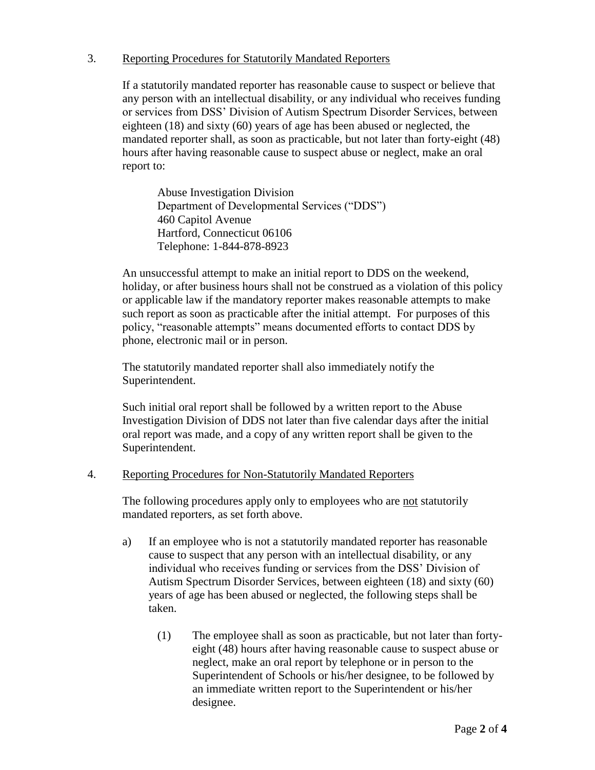3. <u>Reporting Procedures for Statutorily Mandated Reporters</u>

If a statutorily mandated reporter has reasonable cause to suspect or believe that any person with an intellectual disability, or any individual who receives funding or services from DSS' Division of Autism Spectrum Disorder Services, between eighteen (18) and sixty (60) years of age has been abused or neglected, the mandated reporter shall, as soon as practicable, but not later than forty-eight (48) hours after having reasonable cause to suspect abuse or neglect, make an oral report to:

> Abuse Investigation Division
> Department of Developmental Services ("DDS")
> 460 Capitol Avenue
> Hartford, Connecticut 06106
> Telephone: 1-844-878-8923

An unsuccessful attempt to make an initial report to DDS on the weekend, holiday, or after business hours shall not be construed as a violation of this policy or applicable law if the mandatory reporter makes reasonable attempts to make such report as soon as practicable after the initial attempt. For purposes of this policy, "reasonable attempts" means documented efforts to contact DDS by phone, electronic mail or in person.

The statutorily mandated reporter shall also immediately notify the Superintendent.

Such initial oral report shall be followed by a written report to the Abuse Investigation Division of DDS not later than five calendar days after the initial oral report was made, and a copy of any written report shall be given to the Superintendent.

4. <u>Reporting Procedures for Non-Statutorily Mandated Reporters</u>

The following procedures apply only to employees who are <u>not</u> statutorily mandated reporters, as set forth above.

a) If an employee who is not a statutorily mandated reporter has reasonable cause to suspect that any person with an intellectual disability, or any individual who receives funding or services from the DSS' Division of Autism Spectrum Disorder Services, between eighteen (18) and sixty (60) years of age has been abused or neglected, the following steps shall be taken.

   (1) The employee shall as soon as practicable, but not later than forty-eight (48) hours after having reasonable cause to suspect abuse or neglect, make an oral report by telephone or in person to the Superintendent of Schools or his/her designee, to be followed by an immediate written report to the Superintendent or his/her designee.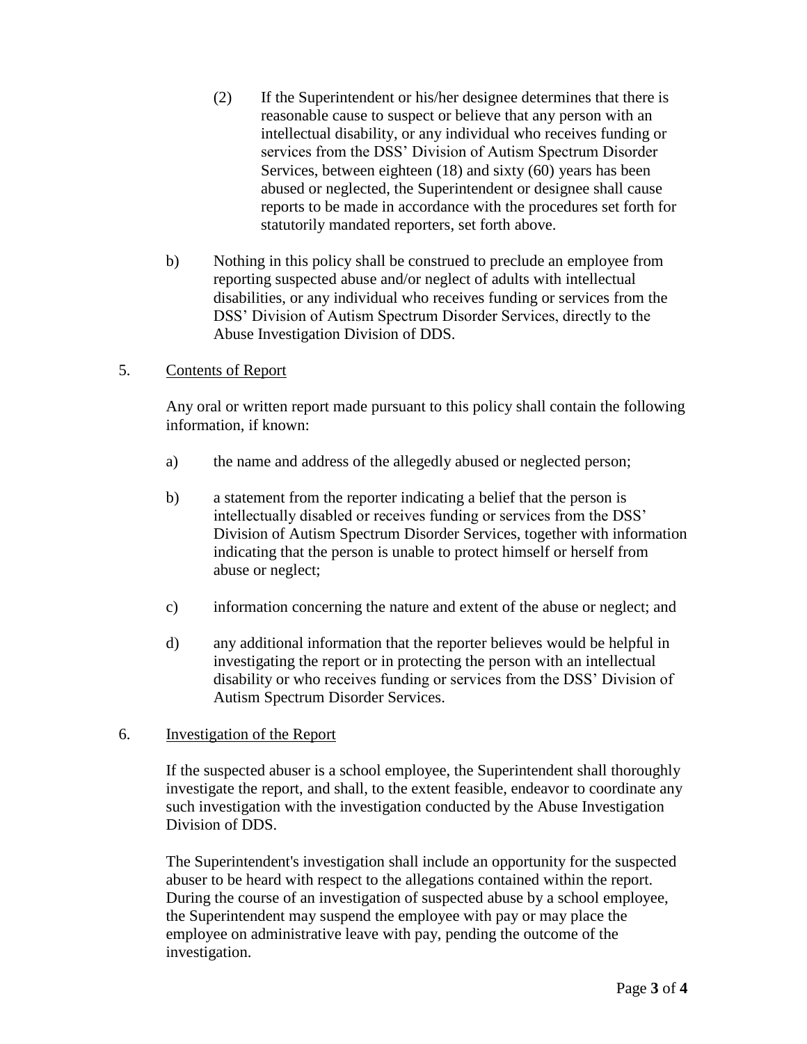(2) If the Superintendent or his/her designee determines that there is reasonable cause to suspect or believe that any person with an intellectual disability, or any individual who receives funding or services from the DSS' Division of Autism Spectrum Disorder Services, between eighteen (18) and sixty (60) years has been abused or neglected, the Superintendent or designee shall cause reports to be made in accordance with the procedures set forth for statutorily mandated reporters, set forth above.

b) Nothing in this policy shall be construed to preclude an employee from reporting suspected abuse and/or neglect of adults with intellectual disabilities, or any individual who receives funding or services from the DSS' Division of Autism Spectrum Disorder Services, directly to the Abuse Investigation Division of DDS.

5. Contents of Report

Any oral or written report made pursuant to this policy shall contain the following information, if known:

a) the name and address of the allegedly abused or neglected person;

b) a statement from the reporter indicating a belief that the person is intellectually disabled or receives funding or services from the DSS' Division of Autism Spectrum Disorder Services, together with information indicating that the person is unable to protect himself or herself from abuse or neglect;

c) information concerning the nature and extent of the abuse or neglect; and

d) any additional information that the reporter believes would be helpful in investigating the report or in protecting the person with an intellectual disability or who receives funding or services from the DSS' Division of Autism Spectrum Disorder Services.

6. Investigation of the Report

If the suspected abuser is a school employee, the Superintendent shall thoroughly investigate the report, and shall, to the extent feasible, endeavor to coordinate any such investigation with the investigation conducted by the Abuse Investigation Division of DDS.

The Superintendent's investigation shall include an opportunity for the suspected abuser to be heard with respect to the allegations contained within the report. During the course of an investigation of suspected abuse by a school employee, the Superintendent may suspend the employee with pay or may place the employee on administrative leave with pay, pending the outcome of the investigation.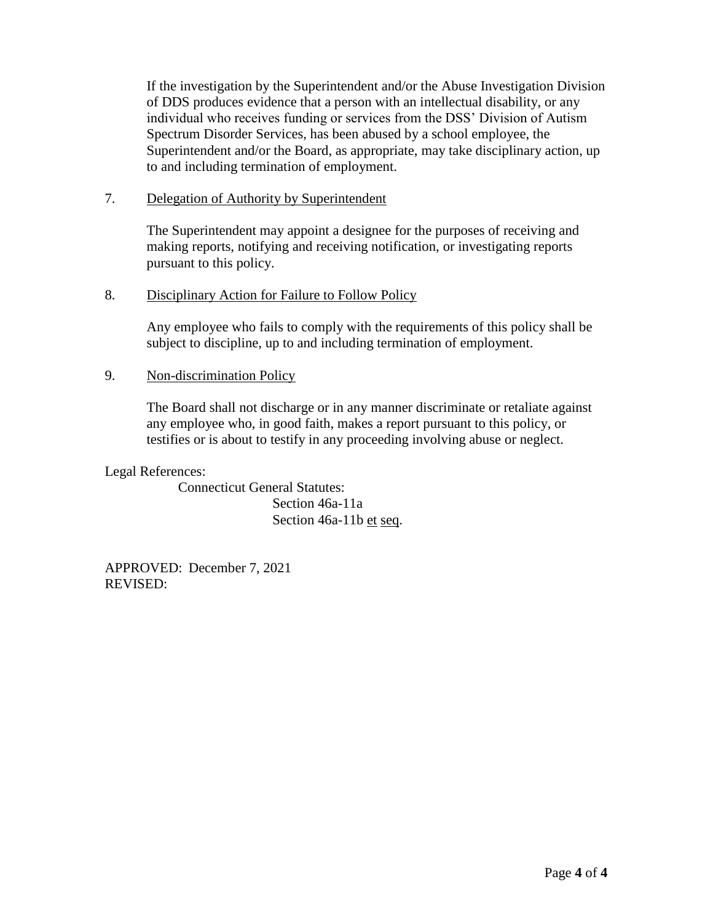If the investigation by the Superintendent and/or the Abuse Investigation Division of DDS produces evidence that a person with an intellectual disability, or any individual who receives funding or services from the DSS' Division of Autism Spectrum Disorder Services, has been abused by a school employee, the Superintendent and/or the Board, as appropriate, may take disciplinary action, up to and including termination of employment.

7. Delegation of Authority by Superintendent

   The Superintendent may appoint a designee for the purposes of receiving and making reports, notifying and receiving notification, or investigating reports pursuant to this policy.

8. Disciplinary Action for Failure to Follow Policy

   Any employee who fails to comply with the requirements of this policy shall be subject to discipline, up to and including termination of employment.

9. Non-discrimination Policy

   The Board shall not discharge or in any manner discriminate or retaliate against any employee who, in good faith, makes a report pursuant to this policy, or testifies or is about to testify in any proceeding involving abuse or neglect.

Legal References:

Connecticut General Statutes:

Section 46a-11a

Section 46a-11b et seq.

APPROVED: December 7, 2021

REVISED: